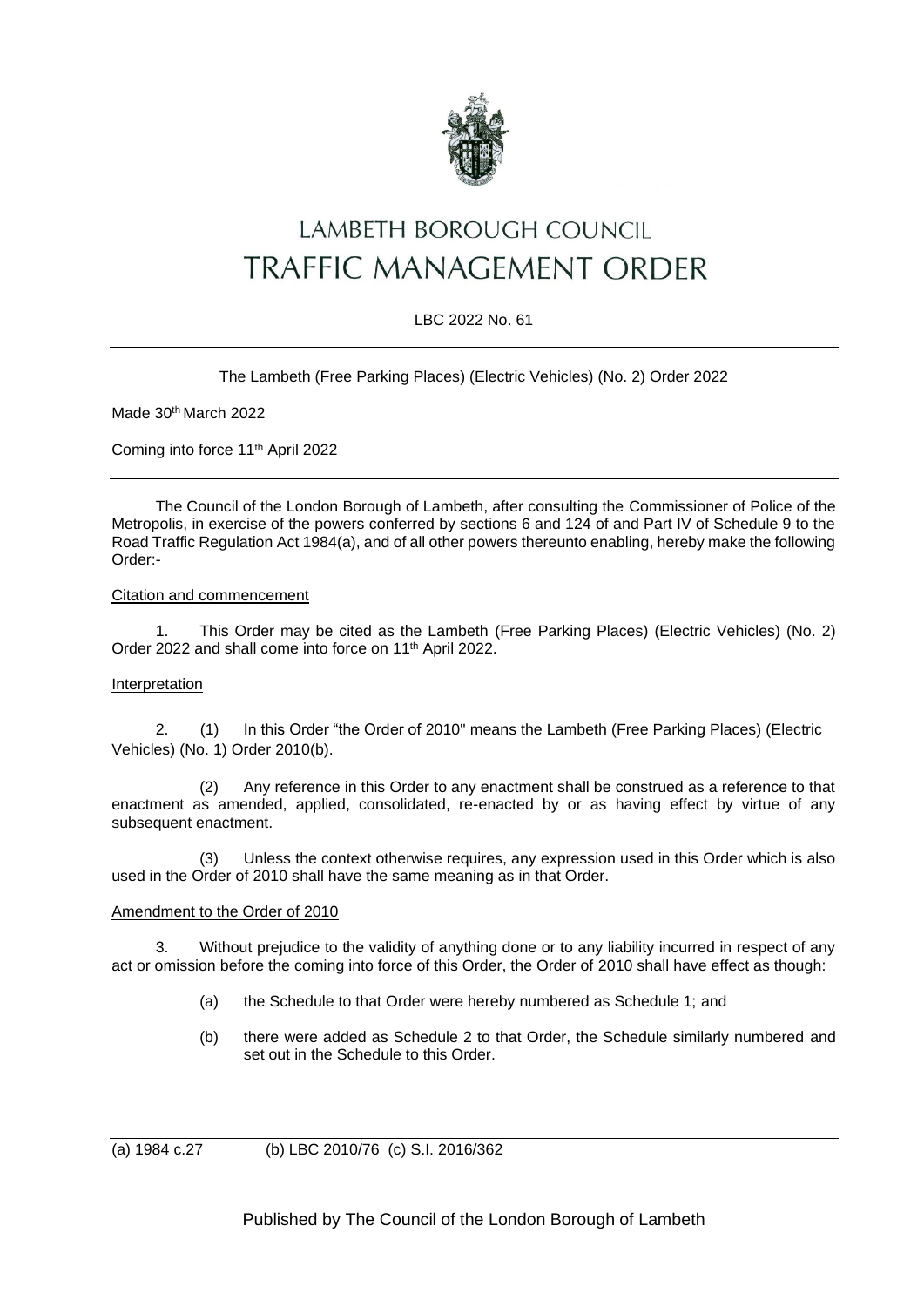# LAMBETH BOROUGH COUNCIL
# TRAFFIC MANAGEMENT ORDER

LBC 2022 No. 61

---

The Lambeth (Free Parking Places) (Electric Vehicles) (No. 2) Order 2022

Made 30th March 2022

Coming into force 11th April 2022

---

The Council of the London Borough of Lambeth, after consulting the Commissioner of Police of the Metropolis, in exercise of the powers conferred by sections 6 and 124 of and Part IV of Schedule 9 to the Road Traffic Regulation Act 1984(a), and of all other powers thereunto enabling, hereby make the following Order:-

Citation and commencement

1. This Order may be cited as the Lambeth (Free Parking Places) (Electric Vehicles) (No. 2) Order 2022 and shall come into force on 11th April 2022.

Interpretation

2. (1) In this Order "the Order of 2010" means the Lambeth (Free Parking Places) (Electric Vehicles) (No. 1) Order 2010(b).

(2) Any reference in this Order to any enactment shall be construed as a reference to that enactment as amended, applied, consolidated, re-enacted by or as having effect by virtue of any subsequent enactment.

(3) Unless the context otherwise requires, any expression used in this Order which is also used in the Order of 2010 shall have the same meaning as in that Order.

Amendment to the Order of 2010

3. Without prejudice to the validity of anything done or to any liability incurred in respect of any act or omission before the coming into force of this Order, the Order of 2010 shall have effect as though:

- (a) the Schedule to that Order were hereby numbered as Schedule 1; and
- (b) there were added as Schedule 2 to that Order, the Schedule similarly numbered and set out in the Schedule to this Order.

---

(a) 1984 c.27 (b) LBC 2010/76 (c) S.I. 2016/362

Published by The Council of the London Borough of Lambeth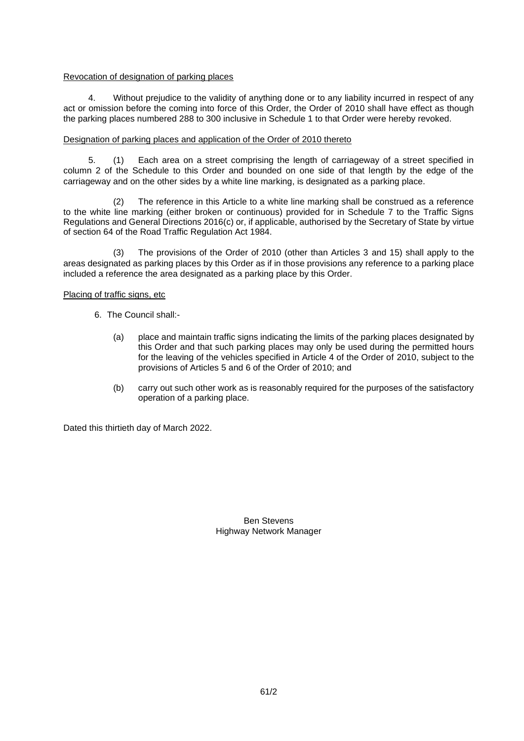Revocation of designation of parking places

4. Without prejudice to the validity of anything done or to any liability incurred in respect of any act or omission before the coming into force of this Order, the Order of 2010 shall have effect as though the parking places numbered 288 to 300 inclusive in Schedule 1 to that Order were hereby revoked.

Designation of parking places and application of the Order of 2010 thereto

5. (1) Each area on a street comprising the length of carriageway of a street specified in column 2 of the Schedule to this Order and bounded on one side of that length by the edge of the carriageway and on the other sides by a white line marking, is designated as a parking place.

(2) The reference in this Article to a white line marking shall be construed as a reference to the white line marking (either broken or continuous) provided for in Schedule 7 to the Traffic Signs Regulations and General Directions 2016(c) or, if applicable, authorised by the Secretary of State by virtue of section 64 of the Road Traffic Regulation Act 1984.

(3) The provisions of the Order of 2010 (other than Articles 3 and 15) shall apply to the areas designated as parking places by this Order as if in those provisions any reference to a parking place included a reference the area designated as a parking place by this Order.

Placing of traffic signs, etc

6. The Council shall:-

(a) place and maintain traffic signs indicating the limits of the parking places designated by this Order and that such parking places may only be used during the permitted hours for the leaving of the vehicles specified in Article 4 of the Order of 2010, subject to the provisions of Articles 5 and 6 of the Order of 2010; and

(b) carry out such other work as is reasonably required for the purposes of the satisfactory operation of a parking place.

Dated this thirtieth day of March 2022.

Ben Stevens
Highway Network Manager

61/2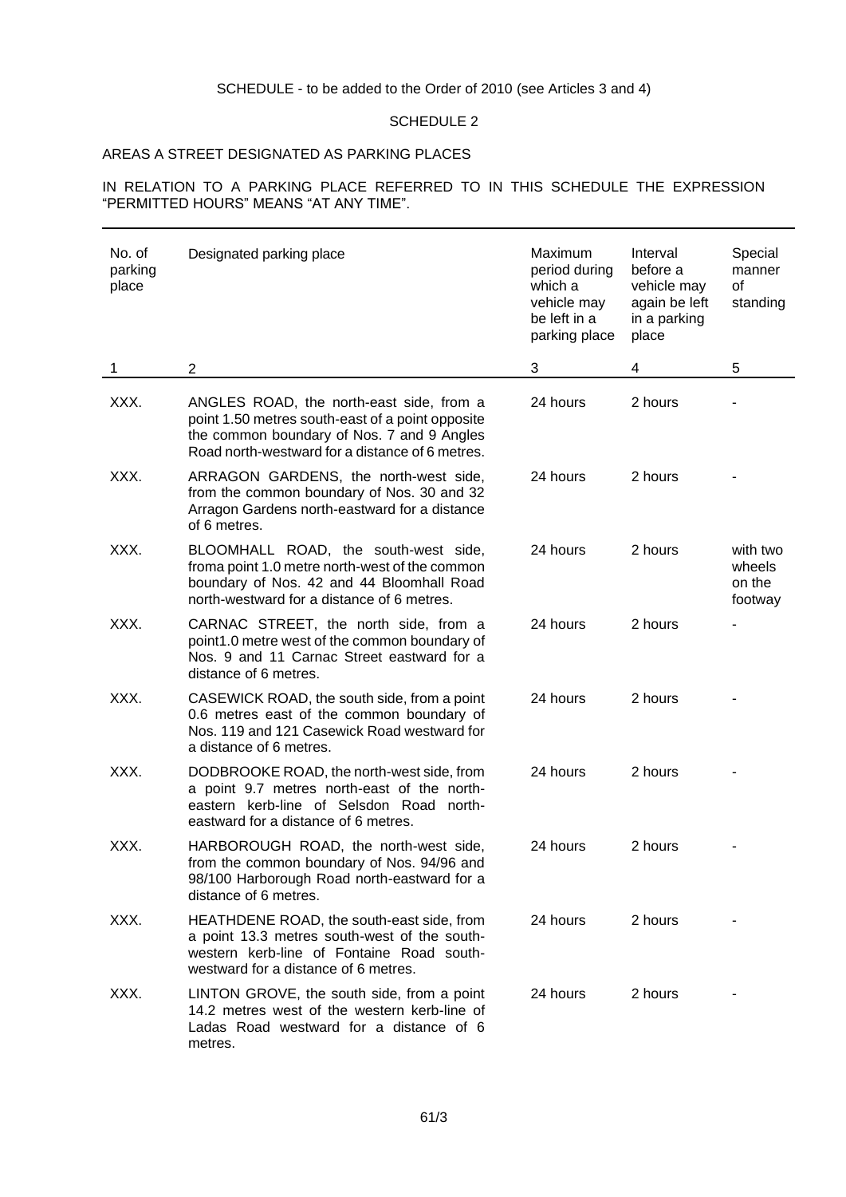SCHEDULE - to be added to the Order of 2010 (see Articles 3 and 4)

SCHEDULE 2

AREAS A STREET DESIGNATED AS PARKING PLACES

IN RELATION TO A PARKING PLACE REFERRED TO IN THIS SCHEDULE THE EXPRESSION "PERMITTED HOURS" MEANS "AT ANY TIME".

| No. of parking place | Designated parking place | Maximum period during which a vehicle may be left in a parking place | Interval before a vehicle may again be left in a parking place | Special manner of standing |
|---|---|---|---|---|
| 1 | 2 | 3 | 4 | 5 |
| XXX. | ANGLES ROAD, the north-east side, from a point 1.50 metres south-east of a point opposite the common boundary of Nos. 7 and 9 Angles Road north-westward for a distance of 6 metres. | 24 hours | 2 hours | - |
| XXX. | ARRAGON GARDENS, the north-west side, from the common boundary of Nos. 30 and 32 Arragon Gardens north-eastward for a distance of 6 metres. | 24 hours | 2 hours | - |
| XXX. | BLOOMHALL ROAD, the south-west side, froma point 1.0 metre north-west of the common boundary of Nos. 42 and 44 Bloomhall Road north-westward for a distance of 6 metres. | 24 hours | 2 hours | with two wheels on the footway |
| XXX. | CARNAC STREET, the north side, from a point1.0 metre west of the common boundary of Nos. 9 and 11 Carnac Street eastward for a distance of 6 metres. | 24 hours | 2 hours | - |
| XXX. | CASEWICK ROAD, the south side, from a point 0.6 metres east of the common boundary of Nos. 119 and 121 Casewick Road westward for a distance of 6 metres. | 24 hours | 2 hours | - |
| XXX. | DODBROOKE ROAD, the north-west side, from a point 9.7 metres north-east of the north-eastern kerb-line of Selsdon Road north-eastward for a distance of 6 metres. | 24 hours | 2 hours | - |
| XXX. | HARBOROUGH ROAD, the north-west side, from the common boundary of Nos. 94/96 and 98/100 Harborough Road north-eastward for a distance of 6 metres. | 24 hours | 2 hours | - |
| XXX. | HEATHDENE ROAD, the south-east side, from a point 13.3 metres south-west of the south-western kerb-line of Fontaine Road south-westward for a distance of 6 metres. | 24 hours | 2 hours | - |
| XXX. | LINTON GROVE, the south side, from a point 14.2 metres west of the western kerb-line of Ladas Road westward for a distance of 6 metres. | 24 hours | 2 hours | - |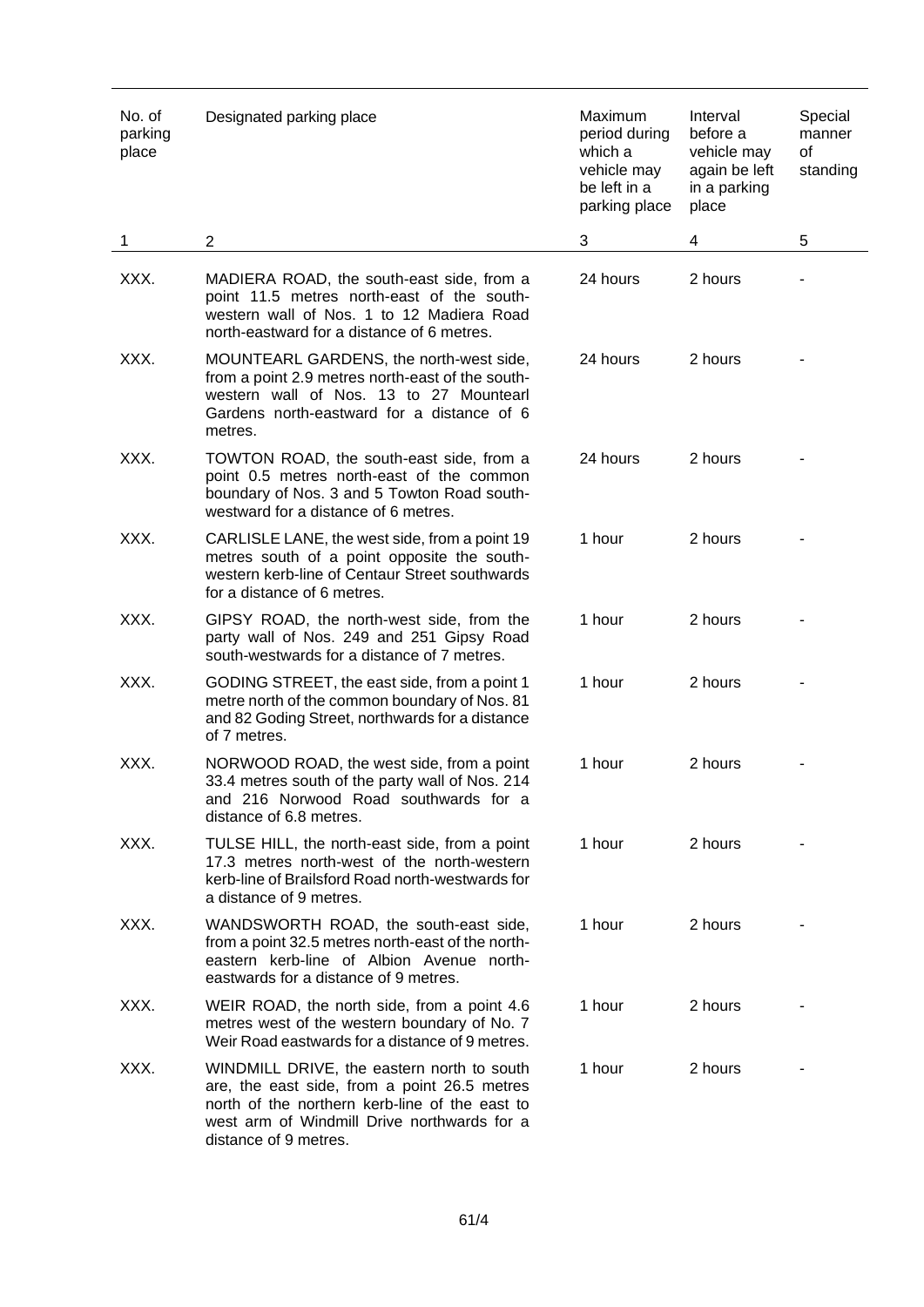| No. of parking place | Designated parking place | Maximum period during which a vehicle may be left in a parking place | Interval before a vehicle may again be left in a parking place | Special manner of standing |
|---|---|---|---|---|
| 1 | 2 | 3 | 4 | 5 |
| XXX. | MADIERA ROAD, the south-east side, from a point 11.5 metres north-east of the south-western wall of Nos. 1 to 12 Madiera Road north-eastward for a distance of 6 metres. | 24 hours | 2 hours | - |
| XXX. | MOUNTEARL GARDENS, the north-west side, from a point 2.9 metres north-east of the south-western wall of Nos. 13 to 27 Mountearl Gardens north-eastward for a distance of 6 metres. | 24 hours | 2 hours | - |
| XXX. | TOWTON ROAD, the south-east side, from a point 0.5 metres north-east of the common boundary of Nos. 3 and 5 Towton Road south-westward for a distance of 6 metres. | 24 hours | 2 hours | - |
| XXX. | CARLISLE LANE, the west side, from a point 19 metres south of a point opposite the south-western kerb-line of Centaur Street southwards for a distance of 6 metres. | 1 hour | 2 hours | - |
| XXX. | GIPSY ROAD, the north-west side, from the party wall of Nos. 249 and 251 Gipsy Road south-westwards for a distance of 7 metres. | 1 hour | 2 hours | - |
| XXX. | GODING STREET, the east side, from a point 1 metre north of the common boundary of Nos. 81 and 82 Goding Street, northwards for a distance of 7 metres. | 1 hour | 2 hours | - |
| XXX. | NORWOOD ROAD, the west side, from a point 33.4 metres south of the party wall of Nos. 214 and 216 Norwood Road southwards for a distance of 6.8 metres. | 1 hour | 2 hours | - |
| XXX. | TULSE HILL, the north-east side, from a point 17.3 metres north-west of the north-western kerb-line of Brailsford Road north-westwards for a distance of 9 metres. | 1 hour | 2 hours | - |
| XXX. | WANDSWORTH ROAD, the south-east side, from a point 32.5 metres north-east of the north-eastern kerb-line of Albion Avenue north-eastwards for a distance of 9 metres. | 1 hour | 2 hours | - |
| XXX. | WEIR ROAD, the north side, from a point 4.6 metres west of the western boundary of No. 7 Weir Road eastwards for a distance of 9 metres. | 1 hour | 2 hours | - |
| XXX. | WINDMILL DRIVE, the eastern north to south are, the east side, from a point 26.5 metres north of the northern kerb-line of the east to west arm of Windmill Drive northwards for a distance of 9 metres. | 1 hour | 2 hours | - |

61/4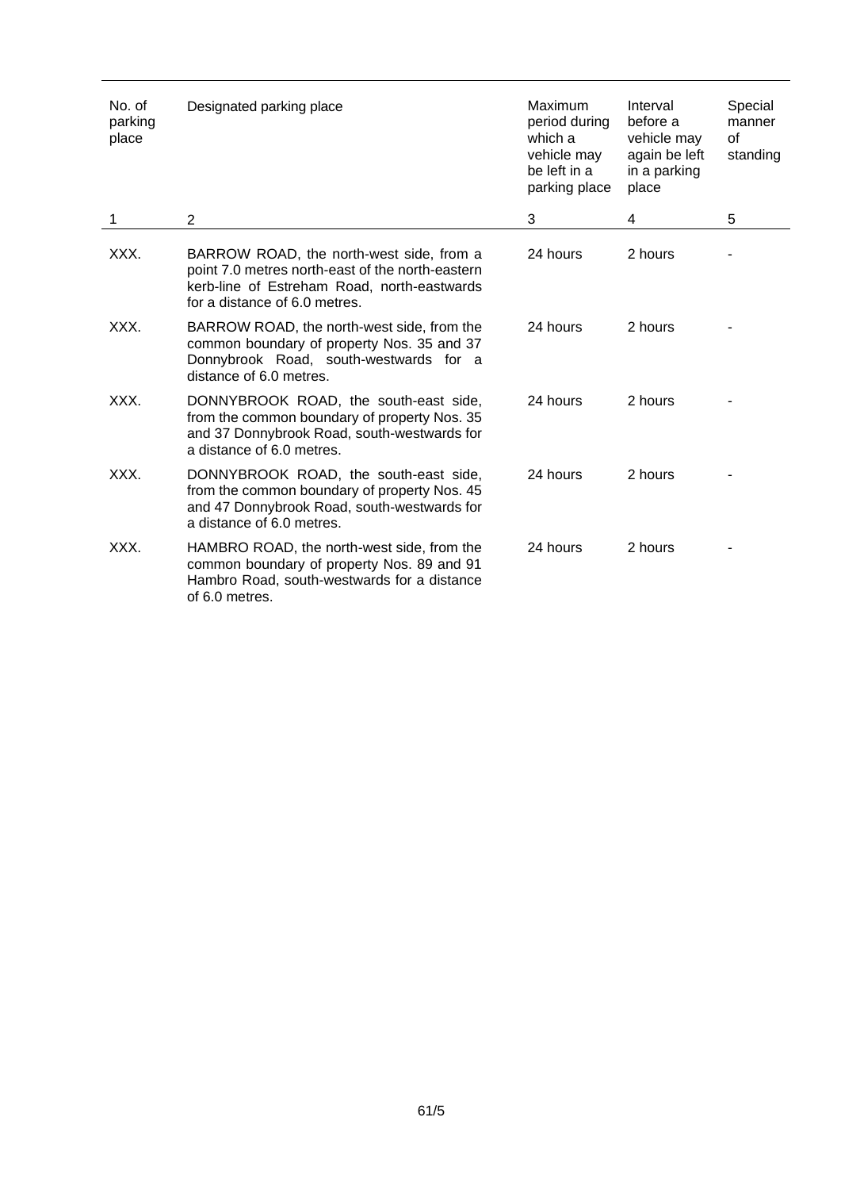| No. of parking place | Designated parking place | Maximum period during which a vehicle may be left in a parking place | Interval before a vehicle may again be left in a parking place | Special manner of standing |
|---|---|---|---|---|
| 1 | 2 | 3 | 4 | 5 |
| XXX. | BARROW ROAD, the north-west side, from a point 7.0 metres north-east of the north-eastern kerb-line of Estreham Road, north-eastwards for a distance of 6.0 metres. | 24 hours | 2 hours | - |
| XXX. | BARROW ROAD, the north-west side, from the common boundary of property Nos. 35 and 37 Donnybrook Road, south-westwards for a distance of 6.0 metres. | 24 hours | 2 hours | - |
| XXX. | DONNYBROOK ROAD, the south-east side, from the common boundary of property Nos. 35 and 37 Donnybrook Road, south-westwards for a distance of 6.0 metres. | 24 hours | 2 hours | - |
| XXX. | DONNYBROOK ROAD, the south-east side, from the common boundary of property Nos. 45 and 47 Donnybrook Road, south-westwards for a distance of 6.0 metres. | 24 hours | 2 hours | - |
| XXX. | HAMBRO ROAD, the north-west side, from the common boundary of property Nos. 89 and 91 Hambro Road, south-westwards for a distance of 6.0 metres. | 24 hours | 2 hours | - |

61/5